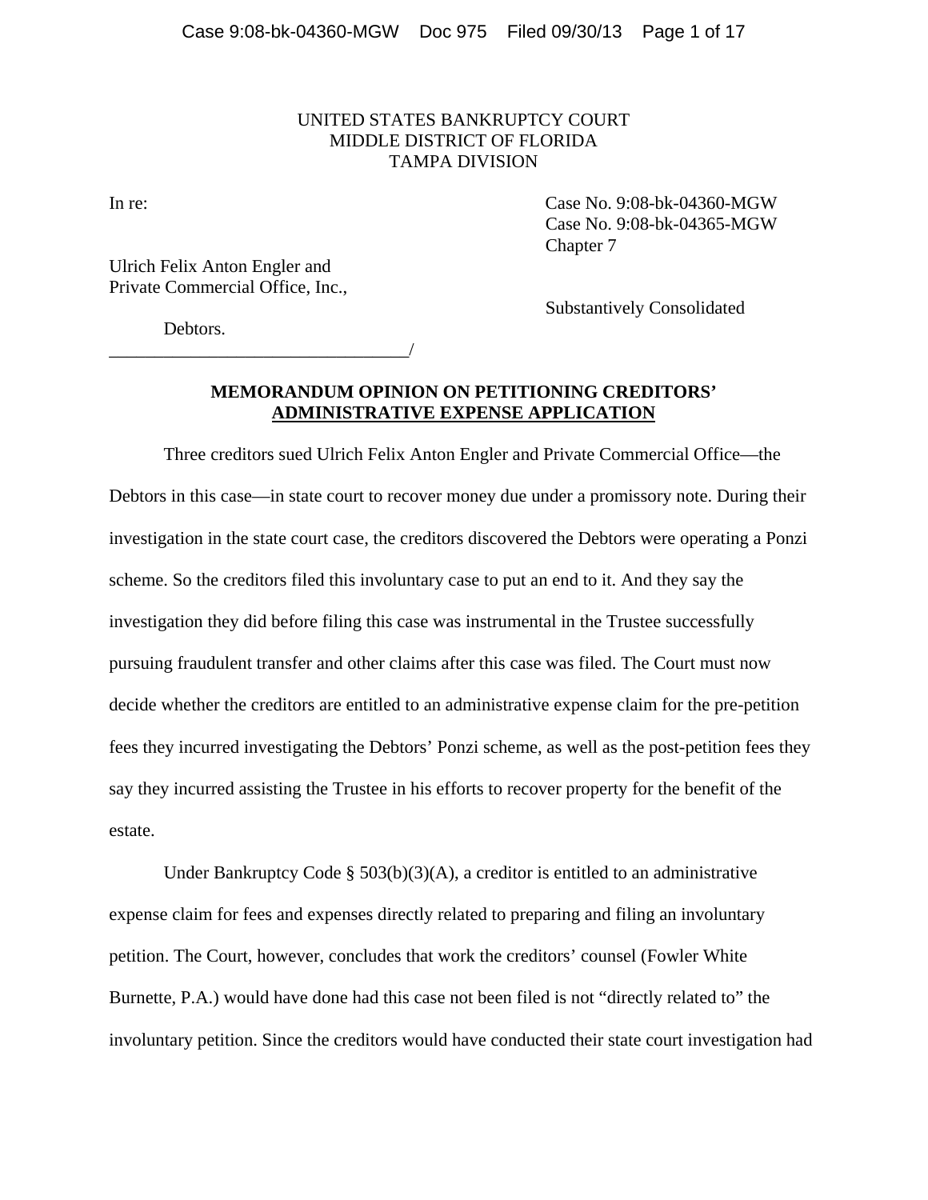UNITED STATES BANKRUPTCY COURT
MIDDLE DISTRICT OF FLORIDA
TAMPA DIVISION

In re:

Case No. 9:08-bk-04360-MGW
Case No. 9:08-bk-04365-MGW
Chapter 7

Ulrich Felix Anton Engler and
Private Commercial Office, Inc.,

Substantively Consolidated

Debtors.
_________________________________/

**MEMORANDUM OPINION ON PETITIONING CREDITORS' ADMINISTRATIVE EXPENSE APPLICATION**

Three creditors sued Ulrich Felix Anton Engler and Private Commercial Office—the Debtors in this case—in state court to recover money due under a promissory note. During their investigation in the state court case, the creditors discovered the Debtors were operating a Ponzi scheme. So the creditors filed this involuntary case to put an end to it. And they say the investigation they did before filing this case was instrumental in the Trustee successfully pursuing fraudulent transfer and other claims after this case was filed. The Court must now decide whether the creditors are entitled to an administrative expense claim for the pre-petition fees they incurred investigating the Debtors' Ponzi scheme, as well as the post-petition fees they say they incurred assisting the Trustee in his efforts to recover property for the benefit of the estate.

Under Bankruptcy Code § 503(b)(3)(A), a creditor is entitled to an administrative expense claim for fees and expenses directly related to preparing and filing an involuntary petition. The Court, however, concludes that work the creditors' counsel (Fowler White Burnette, P.A.) would have done had this case not been filed is not "directly related to" the involuntary petition. Since the creditors would have conducted their state court investigation had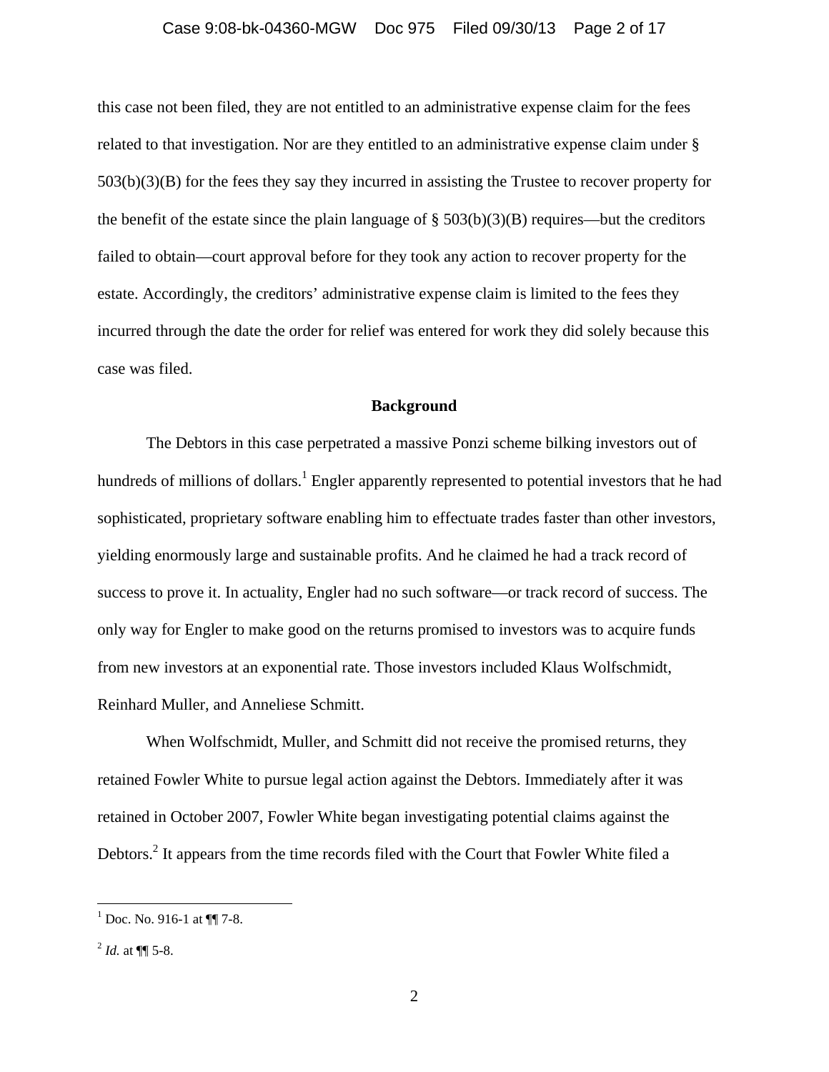this case not been filed, they are not entitled to an administrative expense claim for the fees related to that investigation. Nor are they entitled to an administrative expense claim under § 503(b)(3)(B) for the fees they say they incurred in assisting the Trustee to recover property for the benefit of the estate since the plain language of § 503(b)(3)(B) requires—but the creditors failed to obtain—court approval before for they took any action to recover property for the estate. Accordingly, the creditors' administrative expense claim is limited to the fees they incurred through the date the order for relief was entered for work they did solely because this case was filed.

**Background**

The Debtors in this case perpetrated a massive Ponzi scheme bilking investors out of hundreds of millions of dollars.[1] Engler apparently represented to potential investors that he had sophisticated, proprietary software enabling him to effectuate trades faster than other investors, yielding enormously large and sustainable profits. And he claimed he had a track record of success to prove it. In actuality, Engler had no such software—or track record of success. The only way for Engler to make good on the returns promised to investors was to acquire funds from new investors at an exponential rate. Those investors included Klaus Wolfschmidt, Reinhard Muller, and Anneliese Schmitt.

When Wolfschmidt, Muller, and Schmitt did not receive the promised returns, they retained Fowler White to pursue legal action against the Debtors. Immediately after it was retained in October 2007, Fowler White began investigating potential claims against the Debtors.[2] It appears from the time records filed with the Court that Fowler White filed a

---

[1] Doc. No. 916-1 at ¶¶ 7-8.

[2] *Id.* at ¶¶ 5-8.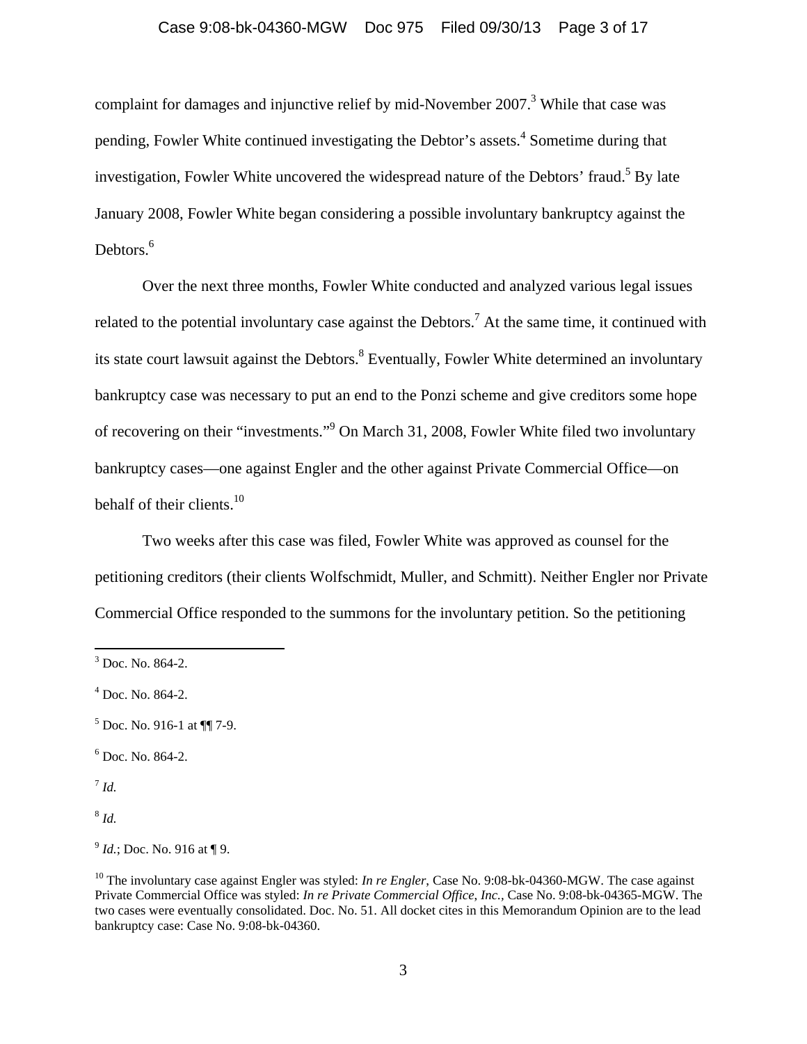complaint for damages and injunctive relief by mid-November 2007.[3] While that case was pending, Fowler White continued investigating the Debtor's assets.[4] Sometime during that investigation, Fowler White uncovered the widespread nature of the Debtors' fraud.[5] By late January 2008, Fowler White began considering a possible involuntary bankruptcy against the Debtors.[6]

Over the next three months, Fowler White conducted and analyzed various legal issues related to the potential involuntary case against the Debtors.[7] At the same time, it continued with its state court lawsuit against the Debtors.[8] Eventually, Fowler White determined an involuntary bankruptcy case was necessary to put an end to the Ponzi scheme and give creditors some hope of recovering on their "investments."[9] On March 31, 2008, Fowler White filed two involuntary bankruptcy cases—one against Engler and the other against Private Commercial Office—on behalf of their clients.[10]

Two weeks after this case was filed, Fowler White was approved as counsel for the petitioning creditors (their clients Wolfschmidt, Muller, and Schmitt). Neither Engler nor Private Commercial Office responded to the summons for the involuntary petition. So the petitioning

---

[3] Doc. No. 864-2.

[4] Doc. No. 864-2.

[5] Doc. No. 916-1 at ¶¶ 7-9.

[6] Doc. No. 864-2.

[7] *Id.*

[8] *Id.*

[9] *Id.*; Doc. No. 916 at ¶ 9.

[10] The involuntary case against Engler was styled: *In re Engler*, Case No. 9:08-bk-04360-MGW. The case against Private Commercial Office was styled: *In re Private Commercial Office, Inc.*, Case No. 9:08-bk-04365-MGW. The two cases were eventually consolidated. Doc. No. 51. All docket cites in this Memorandum Opinion are to the lead bankruptcy case: Case No. 9:08-bk-04360.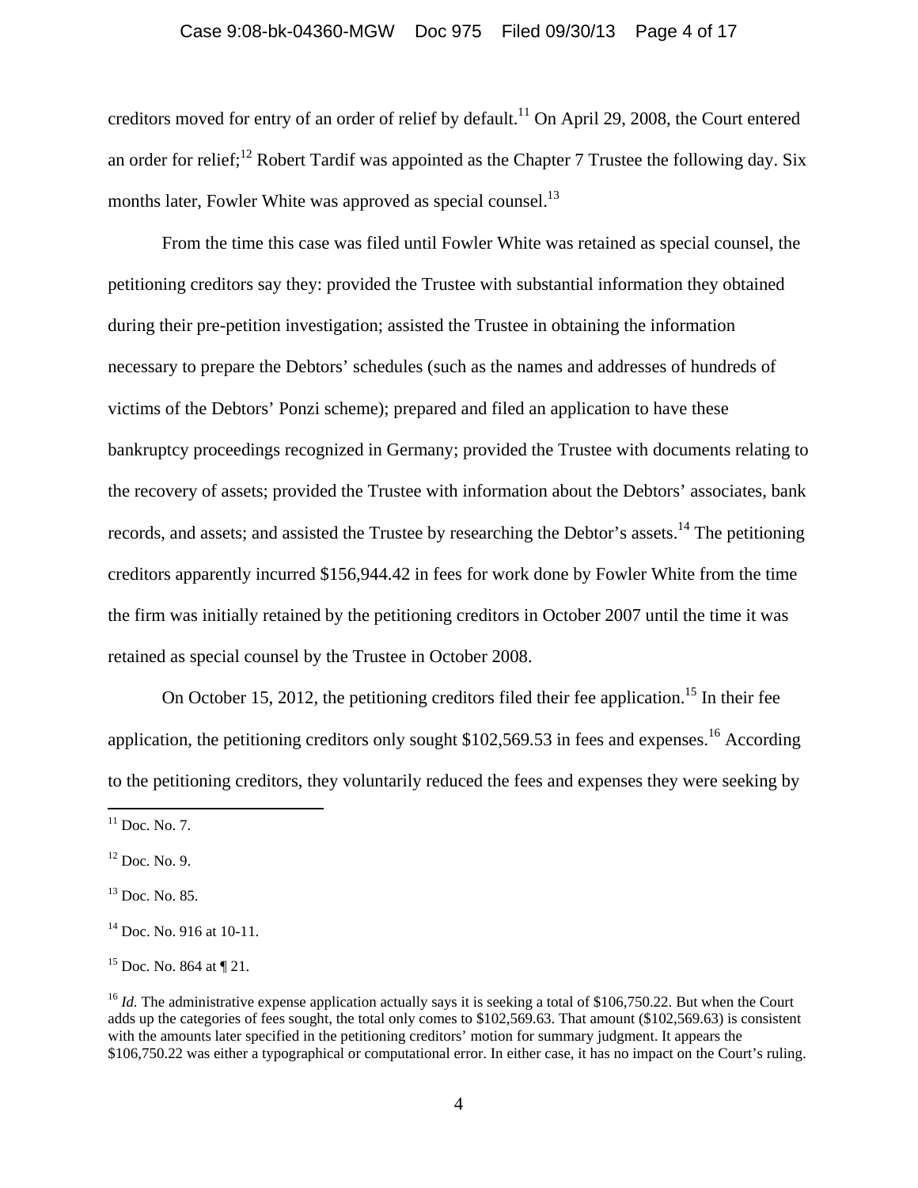creditors moved for entry of an order of relief by default.[11] On April 29, 2008, the Court entered an order for relief;[12] Robert Tardif was appointed as the Chapter 7 Trustee the following day. Six months later, Fowler White was approved as special counsel.[13]

From the time this case was filed until Fowler White was retained as special counsel, the petitioning creditors say they: provided the Trustee with substantial information they obtained during their pre-petition investigation; assisted the Trustee in obtaining the information necessary to prepare the Debtors' schedules (such as the names and addresses of hundreds of victims of the Debtors' Ponzi scheme); prepared and filed an application to have these bankruptcy proceedings recognized in Germany; provided the Trustee with documents relating to the recovery of assets; provided the Trustee with information about the Debtors' associates, bank records, and assets; and assisted the Trustee by researching the Debtor's assets.[14] The petitioning creditors apparently incurred $156,944.42 in fees for work done by Fowler White from the time the firm was initially retained by the petitioning creditors in October 2007 until the time it was retained as special counsel by the Trustee in October 2008.

On October 15, 2012, the petitioning creditors filed their fee application.[15] In their fee application, the petitioning creditors only sought $102,569.53 in fees and expenses.[16] According to the petitioning creditors, they voluntarily reduced the fees and expenses they were seeking by

---

[11] Doc. No. 7.

[12] Doc. No. 9.

[13] Doc. No. 85.

[14] Doc. No. 916 at 10-11.

[15] Doc. No. 864 at ¶ 21.

[16] *Id.* The administrative expense application actually says it is seeking a total of $106,750.22. But when the Court adds up the categories of fees sought, the total only comes to $102,569.63. That amount ($102,569.63) is consistent with the amounts later specified in the petitioning creditors' motion for summary judgment. It appears the $106,750.22 was either a typographical or computational error. In either case, it has no impact on the Court's ruling.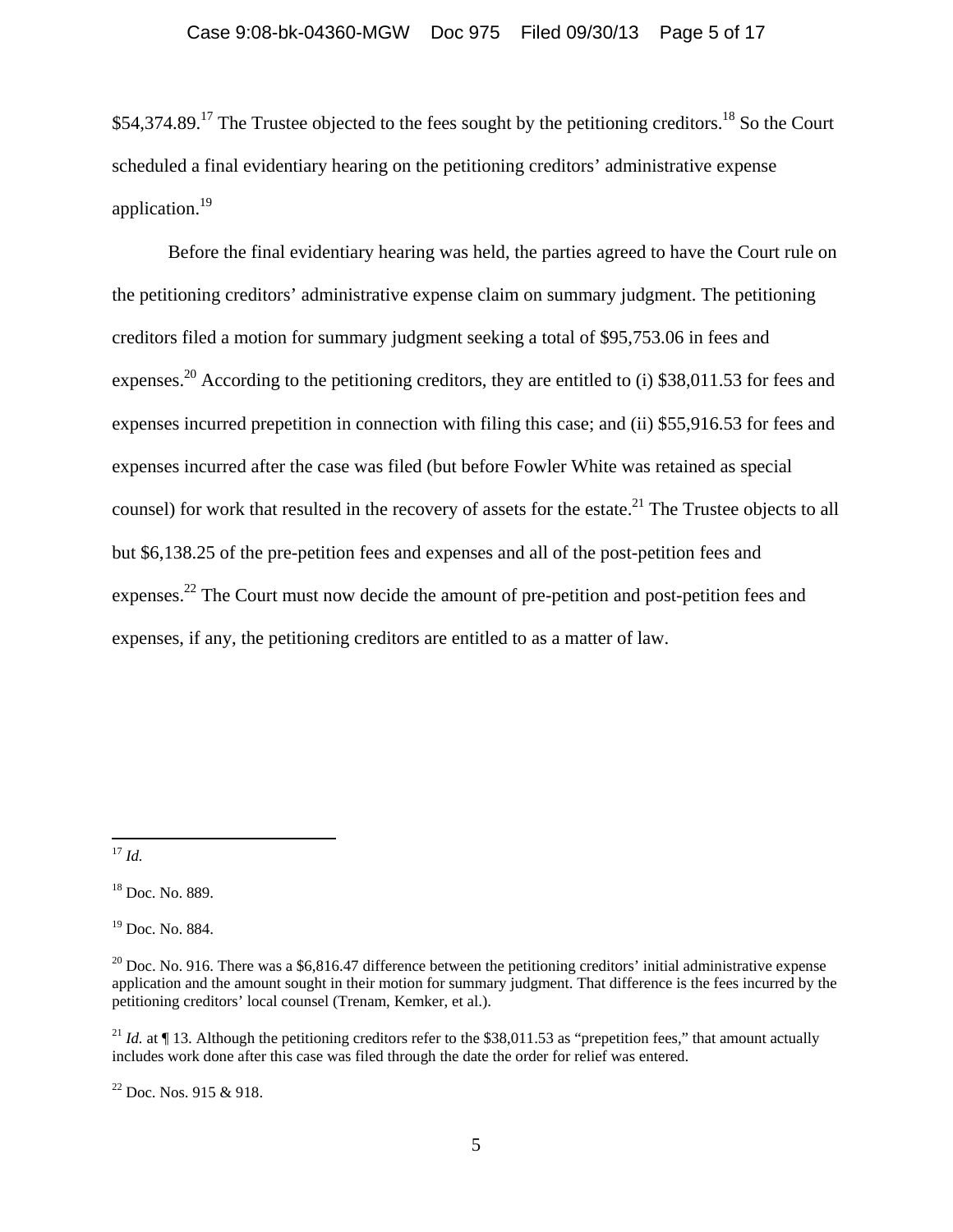$54,374.89.[17] The Trustee objected to the fees sought by the petitioning creditors.[18] So the Court scheduled a final evidentiary hearing on the petitioning creditors' administrative expense application.[19]

Before the final evidentiary hearing was held, the parties agreed to have the Court rule on the petitioning creditors' administrative expense claim on summary judgment. The petitioning creditors filed a motion for summary judgment seeking a total of $95,753.06 in fees and expenses.[20] According to the petitioning creditors, they are entitled to (i) $38,011.53 for fees and expenses incurred prepetition in connection with filing this case; and (ii) $55,916.53 for fees and expenses incurred after the case was filed (but before Fowler White was retained as special counsel) for work that resulted in the recovery of assets for the estate.[21] The Trustee objects to all but $6,138.25 of the pre-petition fees and expenses and all of the post-petition fees and expenses.[22] The Court must now decide the amount of pre-petition and post-petition fees and expenses, if any, the petitioning creditors are entitled to as a matter of law.

---

[17] *Id.*

[18] Doc. No. 889.

[19] Doc. No. 884.

[20] Doc. No. 916. There was a $6,816.47 difference between the petitioning creditors' initial administrative expense application and the amount sought in their motion for summary judgment. That difference is the fees incurred by the petitioning creditors' local counsel (Trenam, Kemker, et al.).

[21] *Id.* at ¶ 13. Although the petitioning creditors refer to the $38,011.53 as "prepetition fees," that amount actually includes work done after this case was filed through the date the order for relief was entered.

[22] Doc. Nos. 915 & 918.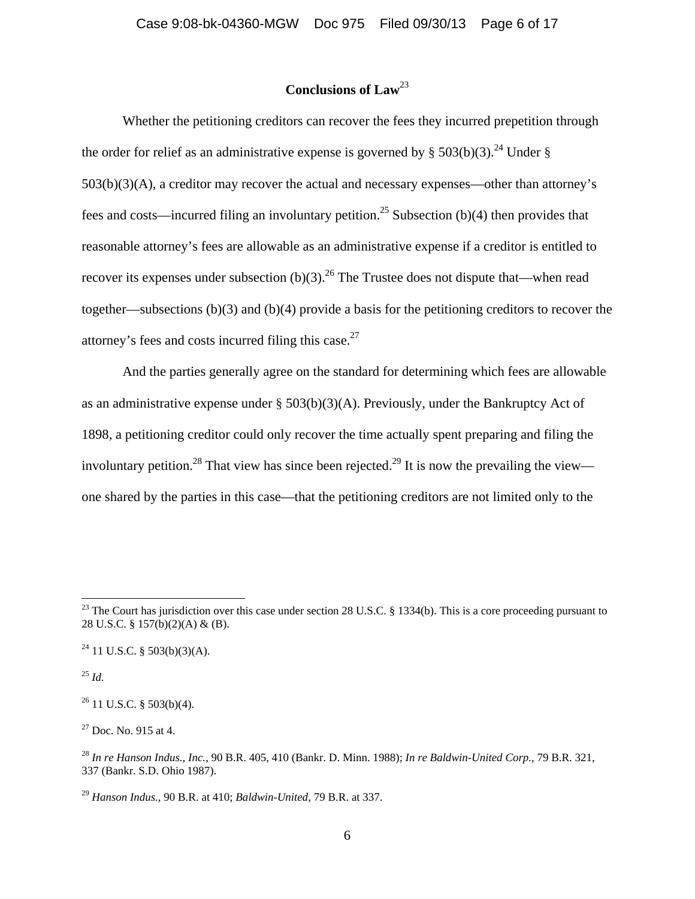## Conclusions of Law[23]

Whether the petitioning creditors can recover the fees they incurred prepetition through the order for relief as an administrative expense is governed by § 503(b)(3).[24] Under § 503(b)(3)(A), a creditor may recover the actual and necessary expenses—other than attorney's fees and costs—incurred filing an involuntary petition.[25] Subsection (b)(4) then provides that reasonable attorney's fees are allowable as an administrative expense if a creditor is entitled to recover its expenses under subsection (b)(3).[26] The Trustee does not dispute that—when read together—subsections (b)(3) and (b)(4) provide a basis for the petitioning creditors to recover the attorney's fees and costs incurred filing this case.[27]

And the parties generally agree on the standard for determining which fees are allowable as an administrative expense under § 503(b)(3)(A). Previously, under the Bankruptcy Act of 1898, a petitioning creditor could only recover the time actually spent preparing and filing the involuntary petition.[28] That view has since been rejected.[29] It is now the prevailing the view—one shared by the parties in this case—that the petitioning creditors are not limited only to the

---

[23] The Court has jurisdiction over this case under section 28 U.S.C. § 1334(b). This is a core proceeding pursuant to 28 U.S.C. § 157(b)(2)(A) & (B).

[24] 11 U.S.C. § 503(b)(3)(A).

[25] *Id.*

[26] 11 U.S.C. § 503(b)(4).

[27] Doc. No. 915 at 4.

[28] *In re Hanson Indus., Inc.*, 90 B.R. 405, 410 (Bankr. D. Minn. 1988); *In re Baldwin-United Corp.*, 79 B.R. 321, 337 (Bankr. S.D. Ohio 1987).

[29] *Hanson Indus.*, 90 B.R. at 410; *Baldwin-United*, 79 B.R. at 337.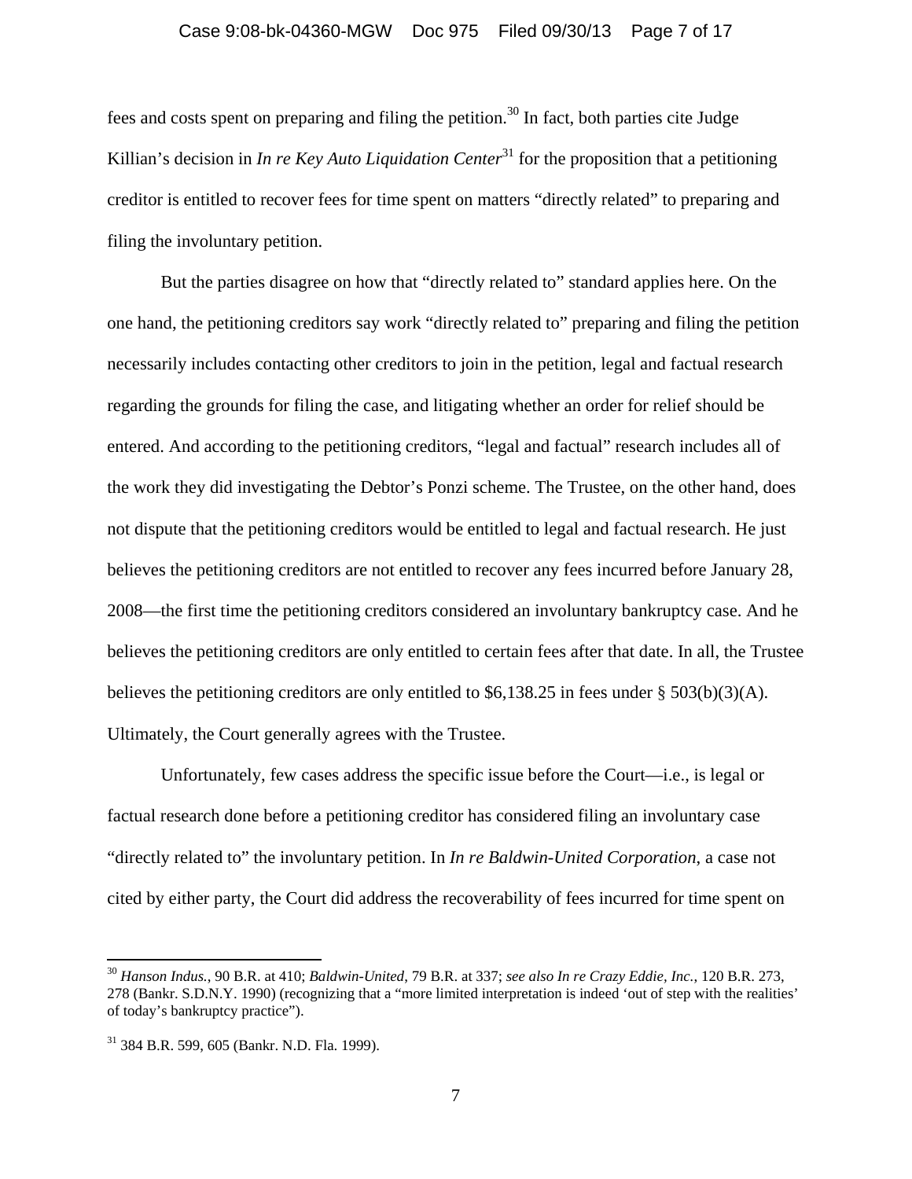fees and costs spent on preparing and filing the petition.[30] In fact, both parties cite Judge Killian's decision in *In re Key Auto Liquidation Center*[31] for the proposition that a petitioning creditor is entitled to recover fees for time spent on matters "directly related" to preparing and filing the involuntary petition.

But the parties disagree on how that "directly related to" standard applies here. On the one hand, the petitioning creditors say work "directly related to" preparing and filing the petition necessarily includes contacting other creditors to join in the petition, legal and factual research regarding the grounds for filing the case, and litigating whether an order for relief should be entered. And according to the petitioning creditors, "legal and factual" research includes all of the work they did investigating the Debtor's Ponzi scheme. The Trustee, on the other hand, does not dispute that the petitioning creditors would be entitled to legal and factual research. He just believes the petitioning creditors are not entitled to recover any fees incurred before January 28, 2008—the first time the petitioning creditors considered an involuntary bankruptcy case. And he believes the petitioning creditors are only entitled to certain fees after that date. In all, the Trustee believes the petitioning creditors are only entitled to $6,138.25 in fees under § 503(b)(3)(A). Ultimately, the Court generally agrees with the Trustee.

Unfortunately, few cases address the specific issue before the Court—i.e., is legal or factual research done before a petitioning creditor has considered filing an involuntary case "directly related to" the involuntary petition. In *In re Baldwin-United Corporation*, a case not cited by either party, the Court did address the recoverability of fees incurred for time spent on

---

[30] *Hanson Indus.*, 90 B.R. at 410; *Baldwin-United*, 79 B.R. at 337; *see also In re Crazy Eddie, Inc.*, 120 B.R. 273, 278 (Bankr. S.D.N.Y. 1990) (recognizing that a "more limited interpretation is indeed 'out of step with the realities' of today's bankruptcy practice").

[31] 384 B.R. 599, 605 (Bankr. N.D. Fla. 1999).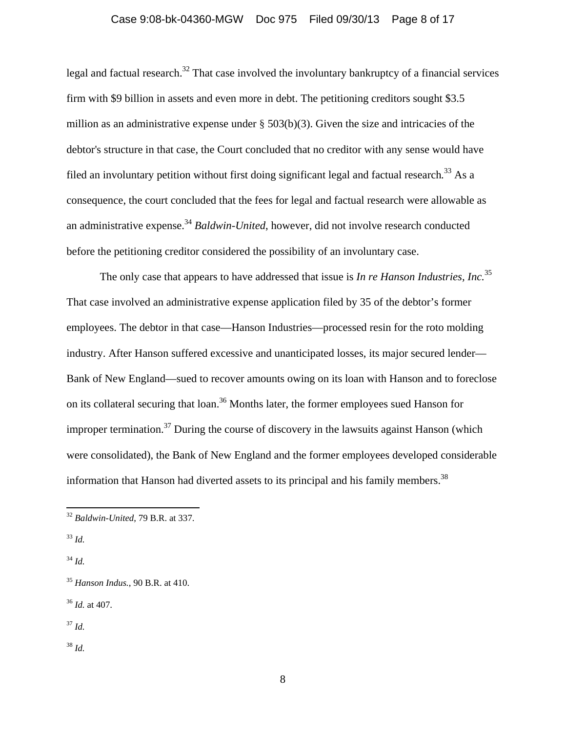legal and factual research.[32] That case involved the involuntary bankruptcy of a financial services firm with $9 billion in assets and even more in debt. The petitioning creditors sought $3.5 million as an administrative expense under § 503(b)(3). Given the size and intricacies of the debtor's structure in that case, the Court concluded that no creditor with any sense would have filed an involuntary petition without first doing significant legal and factual research.[33] As a consequence, the court concluded that the fees for legal and factual research were allowable as an administrative expense.[34] *Baldwin-United*, however, did not involve research conducted before the petitioning creditor considered the possibility of an involuntary case.

The only case that appears to have addressed that issue is *In re Hanson Industries, Inc.*[35] That case involved an administrative expense application filed by 35 of the debtor's former employees. The debtor in that case—Hanson Industries—processed resin for the roto molding industry. After Hanson suffered excessive and unanticipated losses, its major secured lender—Bank of New England—sued to recover amounts owing on its loan with Hanson and to foreclose on its collateral securing that loan.[36] Months later, the former employees sued Hanson for improper termination.[37] During the course of discovery in the lawsuits against Hanson (which were consolidated), the Bank of New England and the former employees developed considerable information that Hanson had diverted assets to its principal and his family members.[38]

---

[32] *Baldwin-United*, 79 B.R. at 337.

[33] *Id.*

[34] *Id.*

[35] *Hanson Indus.*, 90 B.R. at 410.

[36] *Id.* at 407.

[37] *Id.*

[38] *Id.*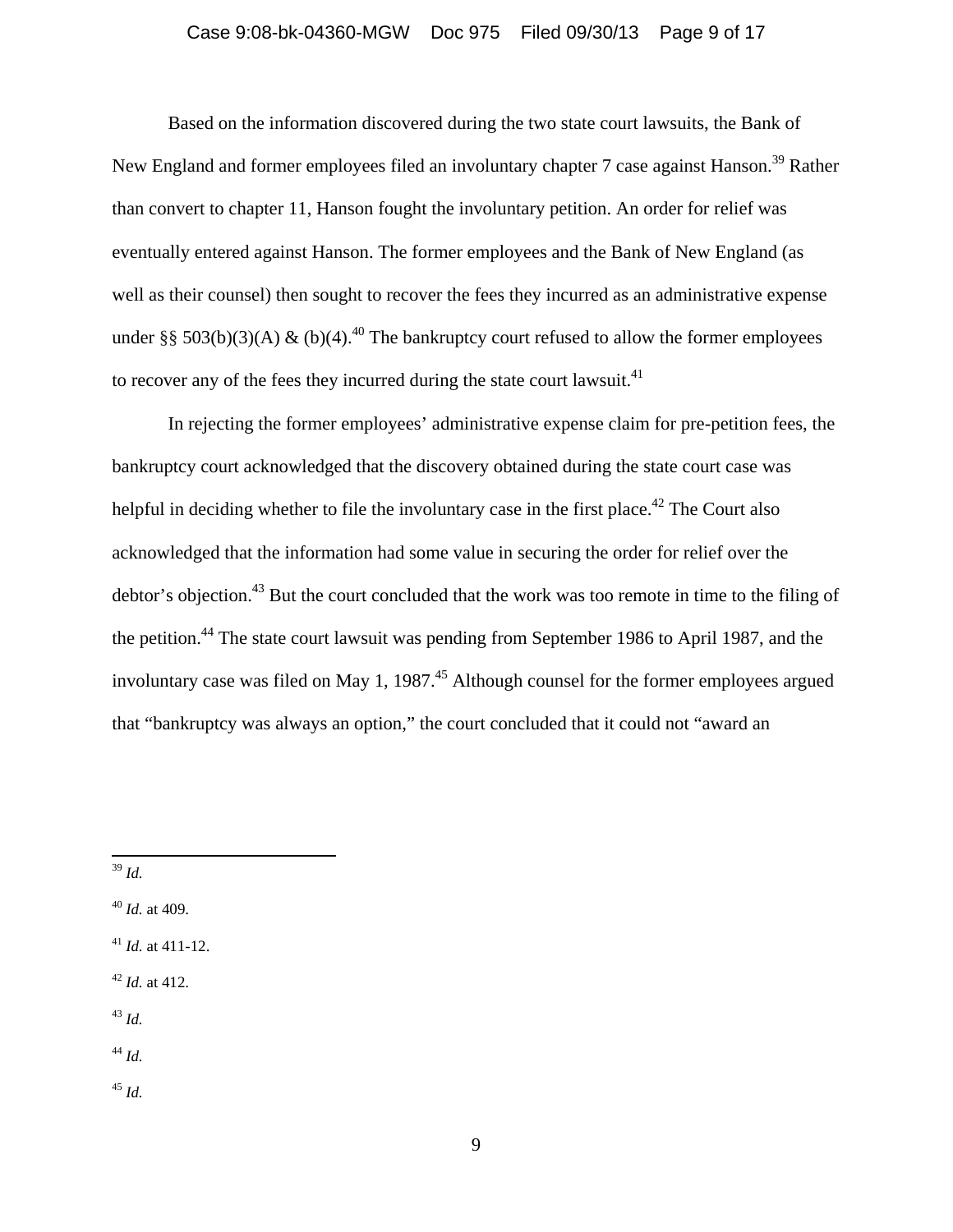Based on the information discovered during the two state court lawsuits, the Bank of New England and former employees filed an involuntary chapter 7 case against Hanson.[39] Rather than convert to chapter 11, Hanson fought the involuntary petition. An order for relief was eventually entered against Hanson. The former employees and the Bank of New England (as well as their counsel) then sought to recover the fees they incurred as an administrative expense under §§ 503(b)(3)(A) & (b)(4).[40] The bankruptcy court refused to allow the former employees to recover any of the fees they incurred during the state court lawsuit.[41]

In rejecting the former employees' administrative expense claim for pre-petition fees, the bankruptcy court acknowledged that the discovery obtained during the state court case was helpful in deciding whether to file the involuntary case in the first place.[42] The Court also acknowledged that the information had some value in securing the order for relief over the debtor's objection.[43] But the court concluded that the work was too remote in time to the filing of the petition.[44] The state court lawsuit was pending from September 1986 to April 1987, and the involuntary case was filed on May 1, 1987.[45] Although counsel for the former employees argued that "bankruptcy was always an option," the court concluded that it could not "award an

---

[39] *Id.*

[40] *Id.* at 409.

[41] *Id.* at 411-12.

[42] *Id.* at 412.

[43] *Id.*

[44] *Id.*

[45] *Id.*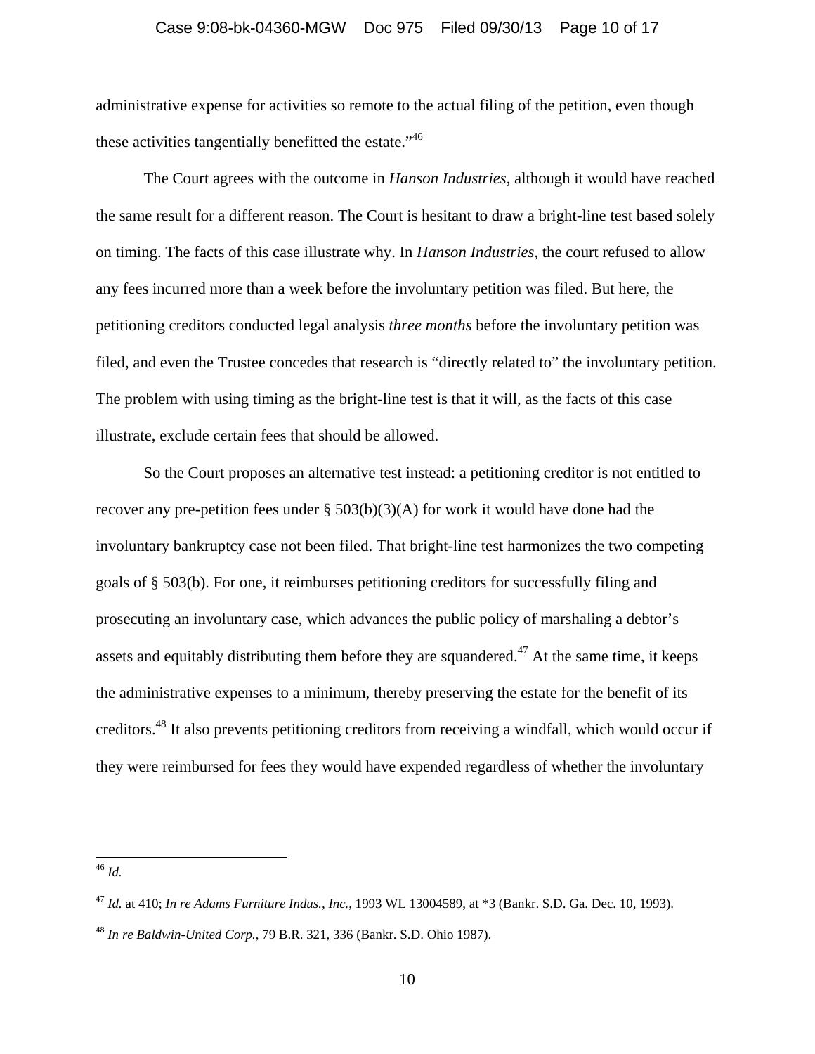administrative expense for activities so remote to the actual filing of the petition, even though these activities tangentially benefitted the estate."[46]

The Court agrees with the outcome in *Hanson Industries*, although it would have reached the same result for a different reason. The Court is hesitant to draw a bright-line test based solely on timing. The facts of this case illustrate why. In *Hanson Industries*, the court refused to allow any fees incurred more than a week before the involuntary petition was filed. But here, the petitioning creditors conducted legal analysis *three months* before the involuntary petition was filed, and even the Trustee concedes that research is "directly related to" the involuntary petition. The problem with using timing as the bright-line test is that it will, as the facts of this case illustrate, exclude certain fees that should be allowed.

So the Court proposes an alternative test instead: a petitioning creditor is not entitled to recover any pre-petition fees under § 503(b)(3)(A) for work it would have done had the involuntary bankruptcy case not been filed. That bright-line test harmonizes the two competing goals of § 503(b). For one, it reimburses petitioning creditors for successfully filing and prosecuting an involuntary case, which advances the public policy of marshaling a debtor's assets and equitably distributing them before they are squandered.[47] At the same time, it keeps the administrative expenses to a minimum, thereby preserving the estate for the benefit of its creditors.[48] It also prevents petitioning creditors from receiving a windfall, which would occur if they were reimbursed for fees they would have expended regardless of whether the involuntary

---

[46] *Id.*

[47] *Id.* at 410; *In re Adams Furniture Indus., Inc.*, 1993 WL 13004589, at *3 (Bankr. S.D. Ga. Dec. 10, 1993).

[48] *In re Baldwin-United Corp.*, 79 B.R. 321, 336 (Bankr. S.D. Ohio 1987).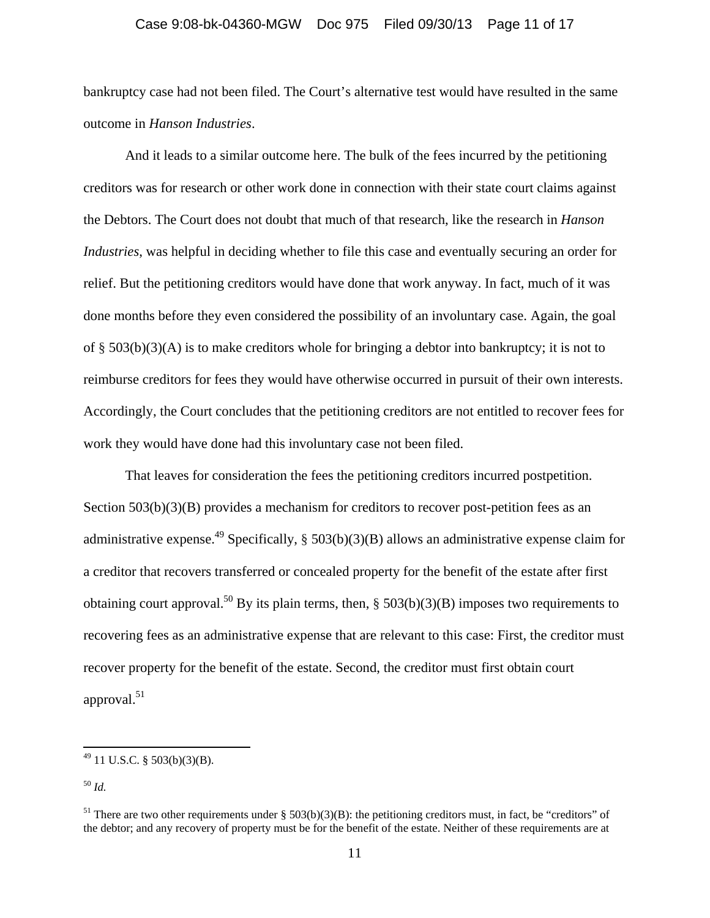bankruptcy case had not been filed. The Court's alternative test would have resulted in the same outcome in *Hanson Industries*.

And it leads to a similar outcome here. The bulk of the fees incurred by the petitioning creditors was for research or other work done in connection with their state court claims against the Debtors. The Court does not doubt that much of that research, like the research in *Hanson Industries*, was helpful in deciding whether to file this case and eventually securing an order for relief. But the petitioning creditors would have done that work anyway. In fact, much of it was done months before they even considered the possibility of an involuntary case. Again, the goal of § 503(b)(3)(A) is to make creditors whole for bringing a debtor into bankruptcy; it is not to reimburse creditors for fees they would have otherwise occurred in pursuit of their own interests. Accordingly, the Court concludes that the petitioning creditors are not entitled to recover fees for work they would have done had this involuntary case not been filed.

That leaves for consideration the fees the petitioning creditors incurred postpetition. Section 503(b)(3)(B) provides a mechanism for creditors to recover post-petition fees as an administrative expense.[49] Specifically, § 503(b)(3)(B) allows an administrative expense claim for a creditor that recovers transferred or concealed property for the benefit of the estate after first obtaining court approval.[50] By its plain terms, then, § 503(b)(3)(B) imposes two requirements to recovering fees as an administrative expense that are relevant to this case: First, the creditor must recover property for the benefit of the estate. Second, the creditor must first obtain court approval.[51]

---

[49] 11 U.S.C. § 503(b)(3)(B).

[50] *Id.*

[51] There are two other requirements under § 503(b)(3)(B): the petitioning creditors must, in fact, be "creditors" of the debtor; and any recovery of property must be for the benefit of the estate. Neither of these requirements are at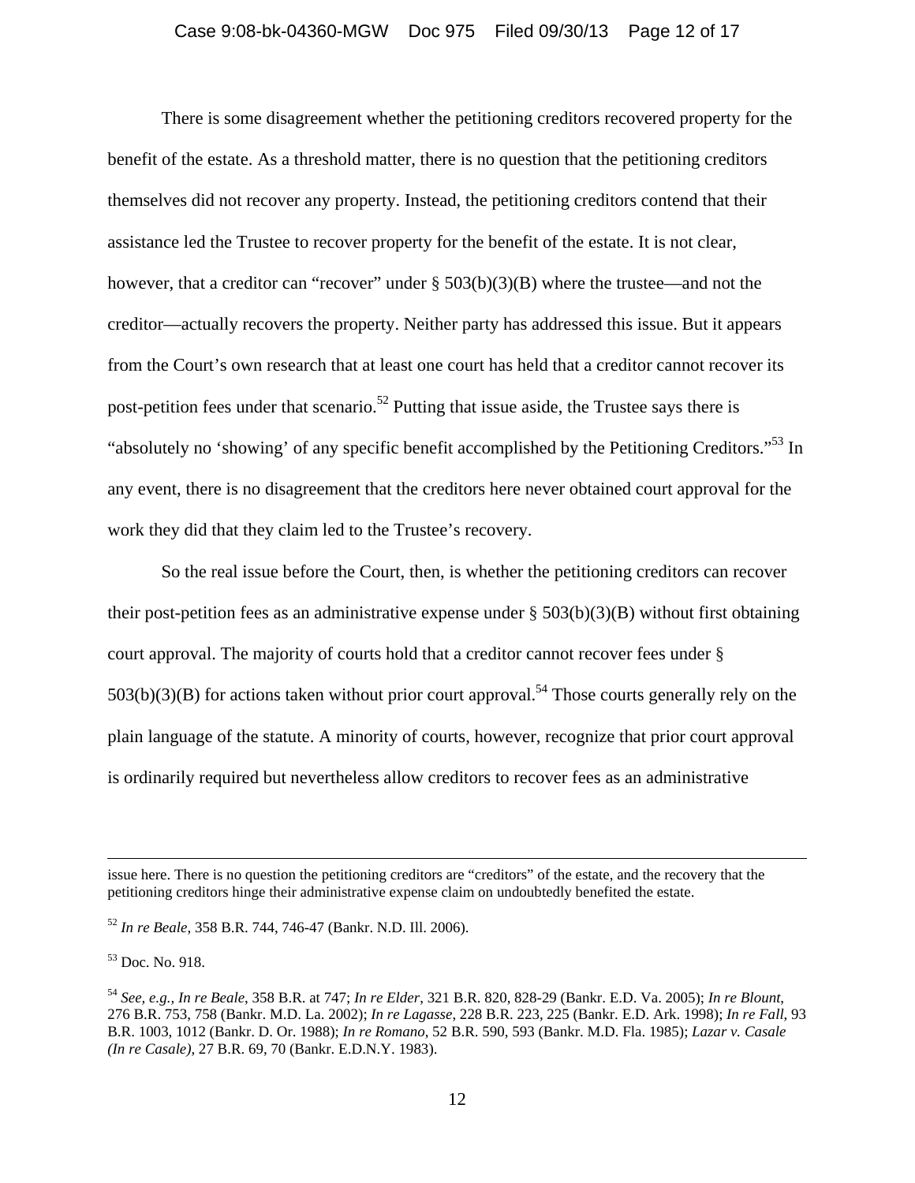There is some disagreement whether the petitioning creditors recovered property for the benefit of the estate. As a threshold matter, there is no question that the petitioning creditors themselves did not recover any property. Instead, the petitioning creditors contend that their assistance led the Trustee to recover property for the benefit of the estate. It is not clear, however, that a creditor can "recover" under § 503(b)(3)(B) where the trustee—and not the creditor—actually recovers the property. Neither party has addressed this issue. But it appears from the Court's own research that at least one court has held that a creditor cannot recover its post-petition fees under that scenario.[52] Putting that issue aside, the Trustee says there is "absolutely no 'showing' of any specific benefit accomplished by the Petitioning Creditors."[53] In any event, there is no disagreement that the creditors here never obtained court approval for the work they did that they claim led to the Trustee's recovery.

So the real issue before the Court, then, is whether the petitioning creditors can recover their post-petition fees as an administrative expense under § 503(b)(3)(B) without first obtaining court approval. The majority of courts hold that a creditor cannot recover fees under § 503(b)(3)(B) for actions taken without prior court approval.[54] Those courts generally rely on the plain language of the statute. A minority of courts, however, recognize that prior court approval is ordinarily required but nevertheless allow creditors to recover fees as an administrative

---

issue here. There is no question the petitioning creditors are "creditors" of the estate, and the recovery that the petitioning creditors hinge their administrative expense claim on undoubtedly benefited the estate.

[52] *In re Beale*, 358 B.R. 744, 746-47 (Bankr. N.D. Ill. 2006).

[53] Doc. No. 918.

[54] *See, e.g.*, *In re Beale*, 358 B.R. at 747; *In re Elder*, 321 B.R. 820, 828-29 (Bankr. E.D. Va. 2005); *In re Blount*, 276 B.R. 753, 758 (Bankr. M.D. La. 2002); *In re Lagasse*, 228 B.R. 223, 225 (Bankr. E.D. Ark. 1998); *In re Fall*, 93 B.R. 1003, 1012 (Bankr. D. Or. 1988); *In re Romano*, 52 B.R. 590, 593 (Bankr. M.D. Fla. 1985); *Lazar v. Casale (In re Casale)*, 27 B.R. 69, 70 (Bankr. E.D.N.Y. 1983).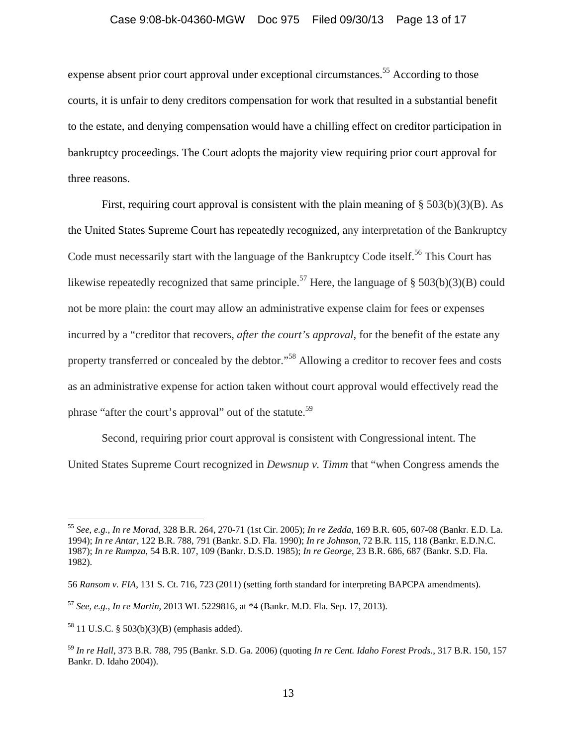expense absent prior court approval under exceptional circumstances.[55] According to those courts, it is unfair to deny creditors compensation for work that resulted in a substantial benefit to the estate, and denying compensation would have a chilling effect on creditor participation in bankruptcy proceedings. The Court adopts the majority view requiring prior court approval for three reasons.

First, requiring court approval is consistent with the plain meaning of § 503(b)(3)(B). As the United States Supreme Court has repeatedly recognized, any interpretation of the Bankruptcy Code must necessarily start with the language of the Bankruptcy Code itself.[56] This Court has likewise repeatedly recognized that same principle.[57] Here, the language of § 503(b)(3)(B) could not be more plain: the court may allow an administrative expense claim for fees or expenses incurred by a "creditor that recovers, *after the court's approval*, for the benefit of the estate any property transferred or concealed by the debtor."[58] Allowing a creditor to recover fees and costs as an administrative expense for action taken without court approval would effectively read the phrase "after the court's approval" out of the statute.[59]

Second, requiring prior court approval is consistent with Congressional intent. The United States Supreme Court recognized in *Dewsnup v. Timm* that "when Congress amends the

---

[55] *See, e.g., In re Morad*, 328 B.R. 264, 270-71 (1st Cir. 2005); *In re Zedda*, 169 B.R. 605, 607-08 (Bankr. E.D. La. 1994); *In re Antar*, 122 B.R. 788, 791 (Bankr. S.D. Fla. 1990); *In re Johnson*, 72 B.R. 115, 118 (Bankr. E.D.N.C. 1987); *In re Rumpza*, 54 B.R. 107, 109 (Bankr. D.S.D. 1985); *In re George*, 23 B.R. 686, 687 (Bankr. S.D. Fla. 1982).

[56] *Ransom v. FIA*, 131 S. Ct. 716, 723 (2011) (setting forth standard for interpreting BAPCPA amendments).

[57] *See, e.g., In re Martin*, 2013 WL 5229816, at *4 (Bankr. M.D. Fla. Sep. 17, 2013).

[58] 11 U.S.C. § 503(b)(3)(B) (emphasis added).

[59] *In re Hall*, 373 B.R. 788, 795 (Bankr. S.D. Ga. 2006) (quoting *In re Cent. Idaho Forest Prods.*, 317 B.R. 150, 157 Bankr. D. Idaho 2004)).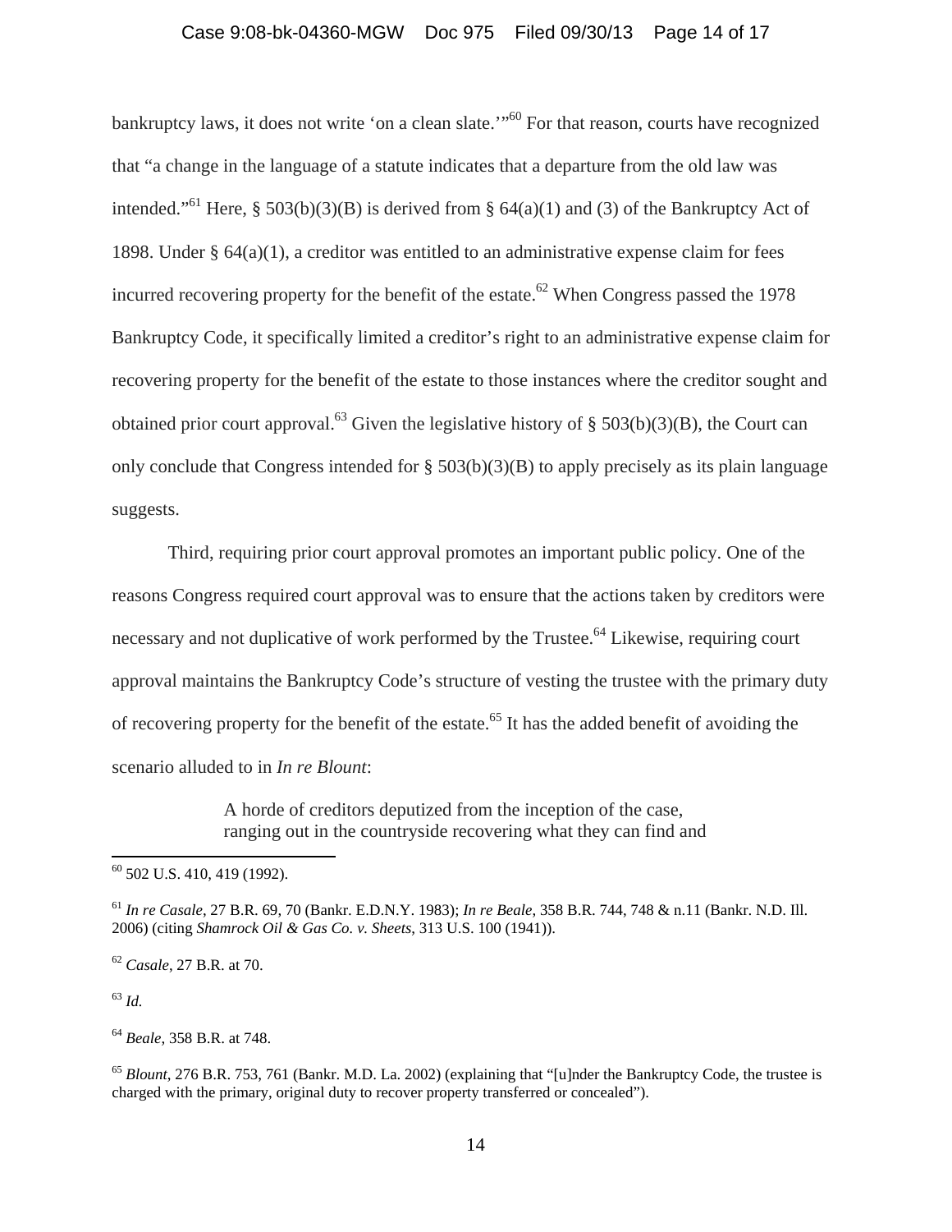bankruptcy laws, it does not write 'on a clean slate.'"[60] For that reason, courts have recognized that "a change in the language of a statute indicates that a departure from the old law was intended."[61] Here, § 503(b)(3)(B) is derived from § 64(a)(1) and (3) of the Bankruptcy Act of 1898. Under § 64(a)(1), a creditor was entitled to an administrative expense claim for fees incurred recovering property for the benefit of the estate.[62] When Congress passed the 1978 Bankruptcy Code, it specifically limited a creditor's right to an administrative expense claim for recovering property for the benefit of the estate to those instances where the creditor sought and obtained prior court approval.[63] Given the legislative history of § 503(b)(3)(B), the Court can only conclude that Congress intended for § 503(b)(3)(B) to apply precisely as its plain language suggests.

Third, requiring prior court approval promotes an important public policy. One of the reasons Congress required court approval was to ensure that the actions taken by creditors were necessary and not duplicative of work performed by the Trustee.[64] Likewise, requiring court approval maintains the Bankruptcy Code's structure of vesting the trustee with the primary duty of recovering property for the benefit of the estate.[65] It has the added benefit of avoiding the scenario alluded to in *In re Blount*:

> A horde of creditors deputized from the inception of the case, ranging out in the countryside recovering what they can find and

---

[60] 502 U.S. 410, 419 (1992).

[61] *In re Casale*, 27 B.R. 69, 70 (Bankr. E.D.N.Y. 1983); *In re Beale*, 358 B.R. 744, 748 & n.11 (Bankr. N.D. Ill. 2006) (citing *Shamrock Oil & Gas Co. v. Sheets*, 313 U.S. 100 (1941)).

[62] *Casale*, 27 B.R. at 70.

[63] *Id.*

[64] *Beale*, 358 B.R. at 748.

[65] *Blount*, 276 B.R. 753, 761 (Bankr. M.D. La. 2002) (explaining that "[u]nder the Bankruptcy Code, the trustee is charged with the primary, original duty to recover property transferred or concealed").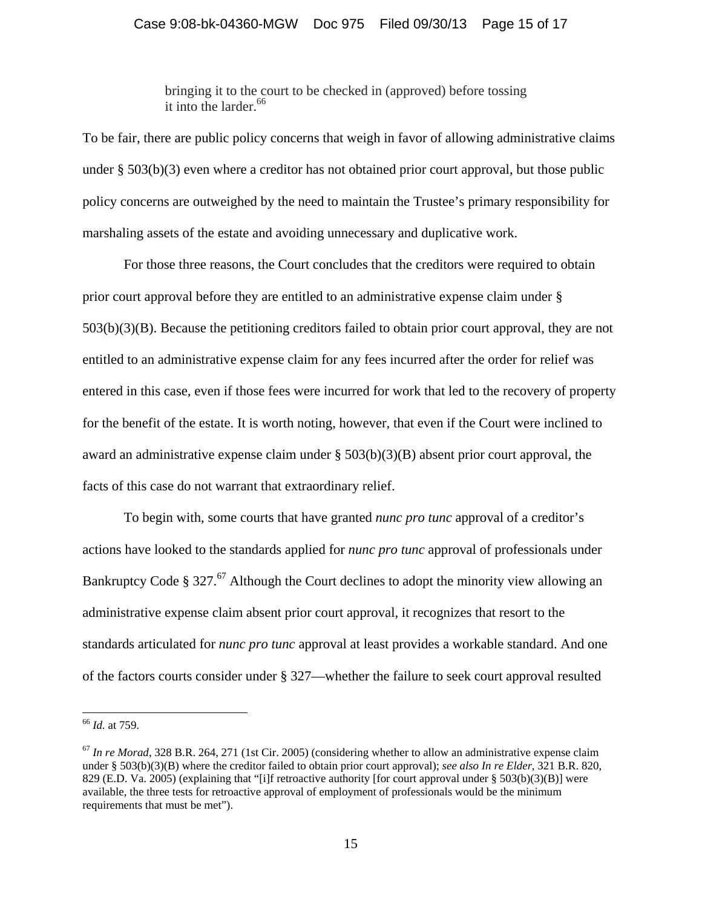> bringing it to the court to be checked in (approved) before tossing it into the larder.[66]

To be fair, there are public policy concerns that weigh in favor of allowing administrative claims under § 503(b)(3) even where a creditor has not obtained prior court approval, but those public policy concerns are outweighed by the need to maintain the Trustee's primary responsibility for marshaling assets of the estate and avoiding unnecessary and duplicative work.

For those three reasons, the Court concludes that the creditors were required to obtain prior court approval before they are entitled to an administrative expense claim under § 503(b)(3)(B). Because the petitioning creditors failed to obtain prior court approval, they are not entitled to an administrative expense claim for any fees incurred after the order for relief was entered in this case, even if those fees were incurred for work that led to the recovery of property for the benefit of the estate. It is worth noting, however, that even if the Court were inclined to award an administrative expense claim under § 503(b)(3)(B) absent prior court approval, the facts of this case do not warrant that extraordinary relief.

To begin with, some courts that have granted *nunc pro tunc* approval of a creditor's actions have looked to the standards applied for *nunc pro tunc* approval of professionals under Bankruptcy Code § 327.[67] Although the Court declines to adopt the minority view allowing an administrative expense claim absent prior court approval, it recognizes that resort to the standards articulated for *nunc pro tunc* approval at least provides a workable standard. And one of the factors courts consider under § 327—whether the failure to seek court approval resulted

---

[66] *Id.* at 759.

[67] *In re Morad*, 328 B.R. 264, 271 (1st Cir. 2005) (considering whether to allow an administrative expense claim under § 503(b)(3)(B) where the creditor failed to obtain prior court approval); *see also In re Elder*, 321 B.R. 820, 829 (E.D. Va. 2005) (explaining that "[i]f retroactive authority [for court approval under § 503(b)(3)(B)] were available, the three tests for retroactive approval of employment of professionals would be the minimum requirements that must be met").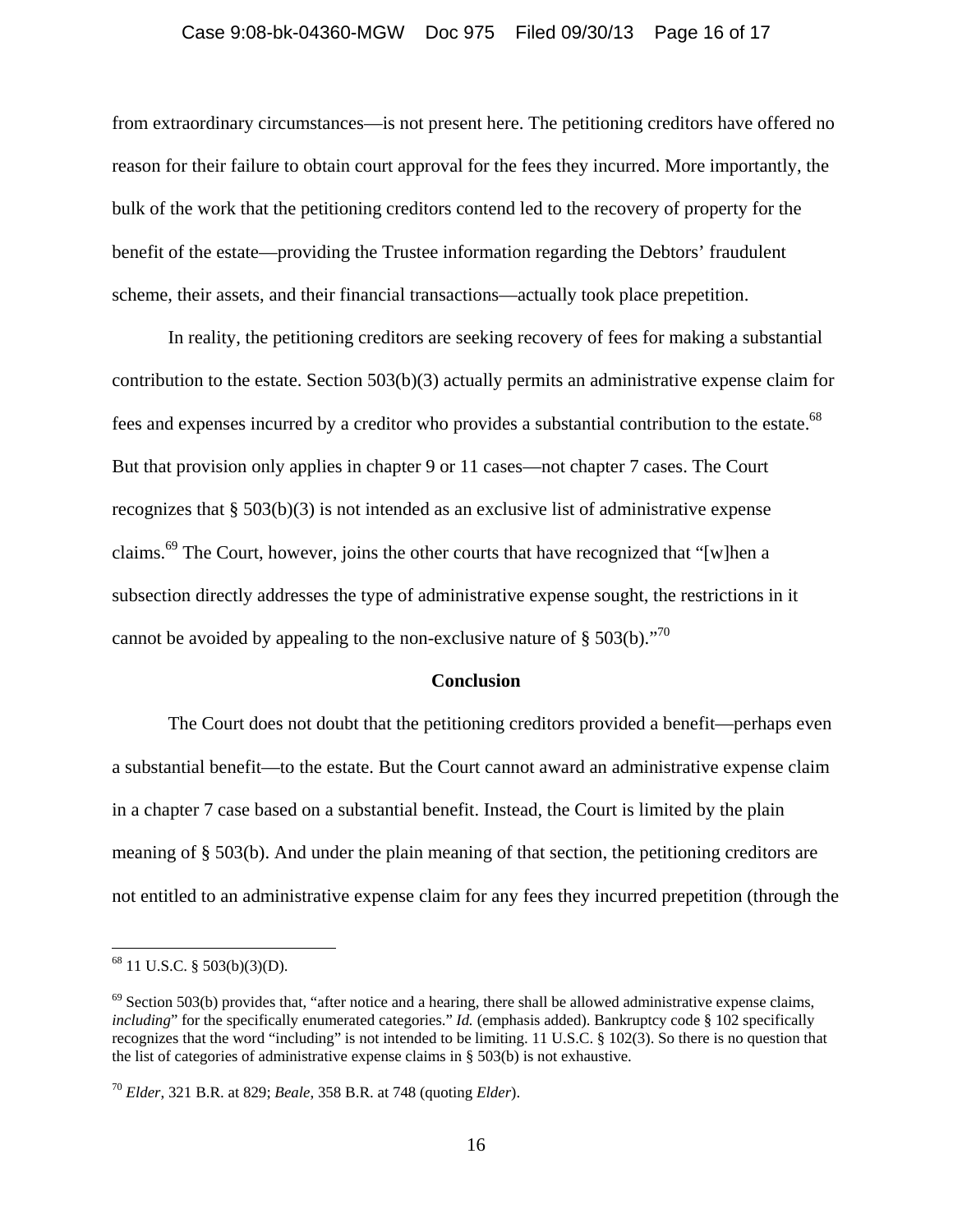from extraordinary circumstances—is not present here. The petitioning creditors have offered no reason for their failure to obtain court approval for the fees they incurred. More importantly, the bulk of the work that the petitioning creditors contend led to the recovery of property for the benefit of the estate—providing the Trustee information regarding the Debtors' fraudulent scheme, their assets, and their financial transactions—actually took place prepetition.

In reality, the petitioning creditors are seeking recovery of fees for making a substantial contribution to the estate. Section 503(b)(3) actually permits an administrative expense claim for fees and expenses incurred by a creditor who provides a substantial contribution to the estate.[68] But that provision only applies in chapter 9 or 11 cases—not chapter 7 cases. The Court recognizes that § 503(b)(3) is not intended as an exclusive list of administrative expense claims.[69] The Court, however, joins the other courts that have recognized that "[w]hen a subsection directly addresses the type of administrative expense sought, the restrictions in it cannot be avoided by appealing to the non-exclusive nature of § 503(b)."[70]

**Conclusion**

The Court does not doubt that the petitioning creditors provided a benefit—perhaps even a substantial benefit—to the estate. But the Court cannot award an administrative expense claim in a chapter 7 case based on a substantial benefit. Instead, the Court is limited by the plain meaning of § 503(b). And under the plain meaning of that section, the petitioning creditors are not entitled to an administrative expense claim for any fees they incurred prepetition (through the

---

[68] 11 U.S.C. § 503(b)(3)(D).

[69] Section 503(b) provides that, "after notice and a hearing, there shall be allowed administrative expense claims, *including*" for the specifically enumerated categories." *Id.* (emphasis added). Bankruptcy code § 102 specifically recognizes that the word "including" is not intended to be limiting. 11 U.S.C. § 102(3). So there is no question that the list of categories of administrative expense claims in § 503(b) is not exhaustive.

[70] *Elder*, 321 B.R. at 829; *Beale*, 358 B.R. at 748 (quoting *Elder*).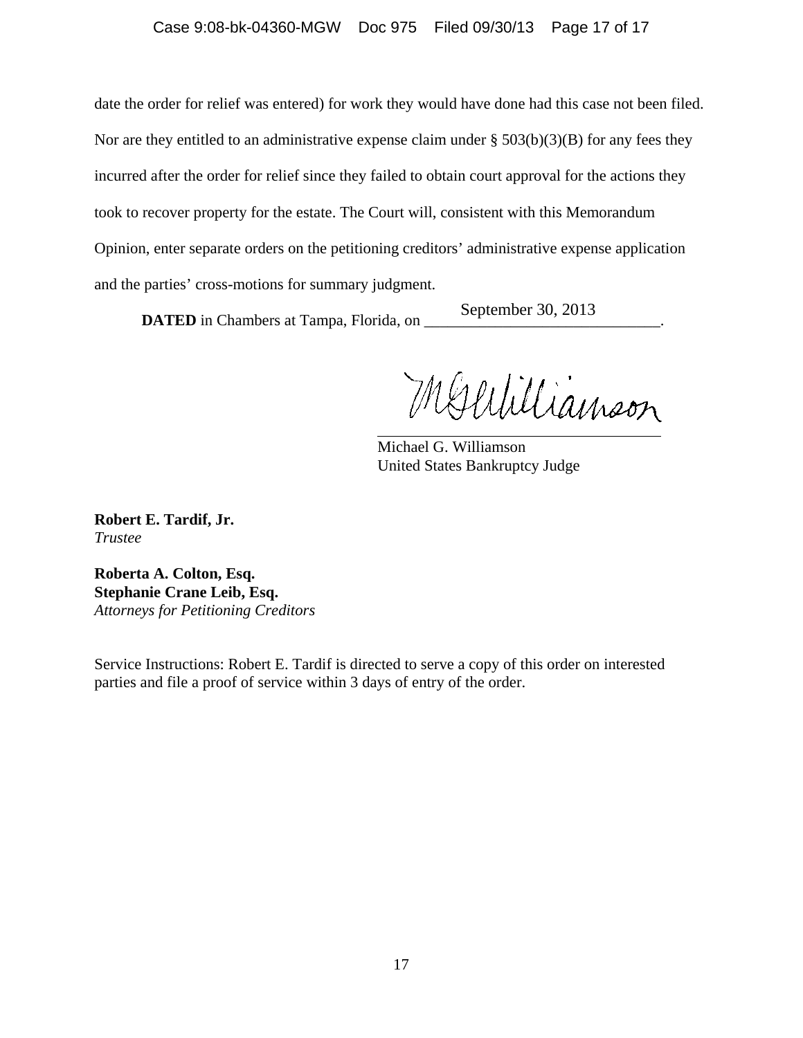date the order for relief was entered) for work they would have done had this case not been filed. Nor are they entitled to an administrative expense claim under § 503(b)(3)(B) for any fees they incurred after the order for relief since they failed to obtain court approval for the actions they took to recover property for the estate. The Court will, consistent with this Memorandum Opinion, enter separate orders on the petitioning creditors' administrative expense application and the parties' cross-motions for summary judgment.

**DATED** in Chambers at Tampa, Florida, on September 30, 2013.

Michael G. Williamson
United States Bankruptcy Judge

**Robert E. Tardif, Jr.**
*Trustee*

**Roberta A. Colton, Esq.**
**Stephanie Crane Leib, Esq.**
*Attorneys for Petitioning Creditors*

Service Instructions: Robert E. Tardif is directed to serve a copy of this order on interested parties and file a proof of service within 3 days of entry of the order.